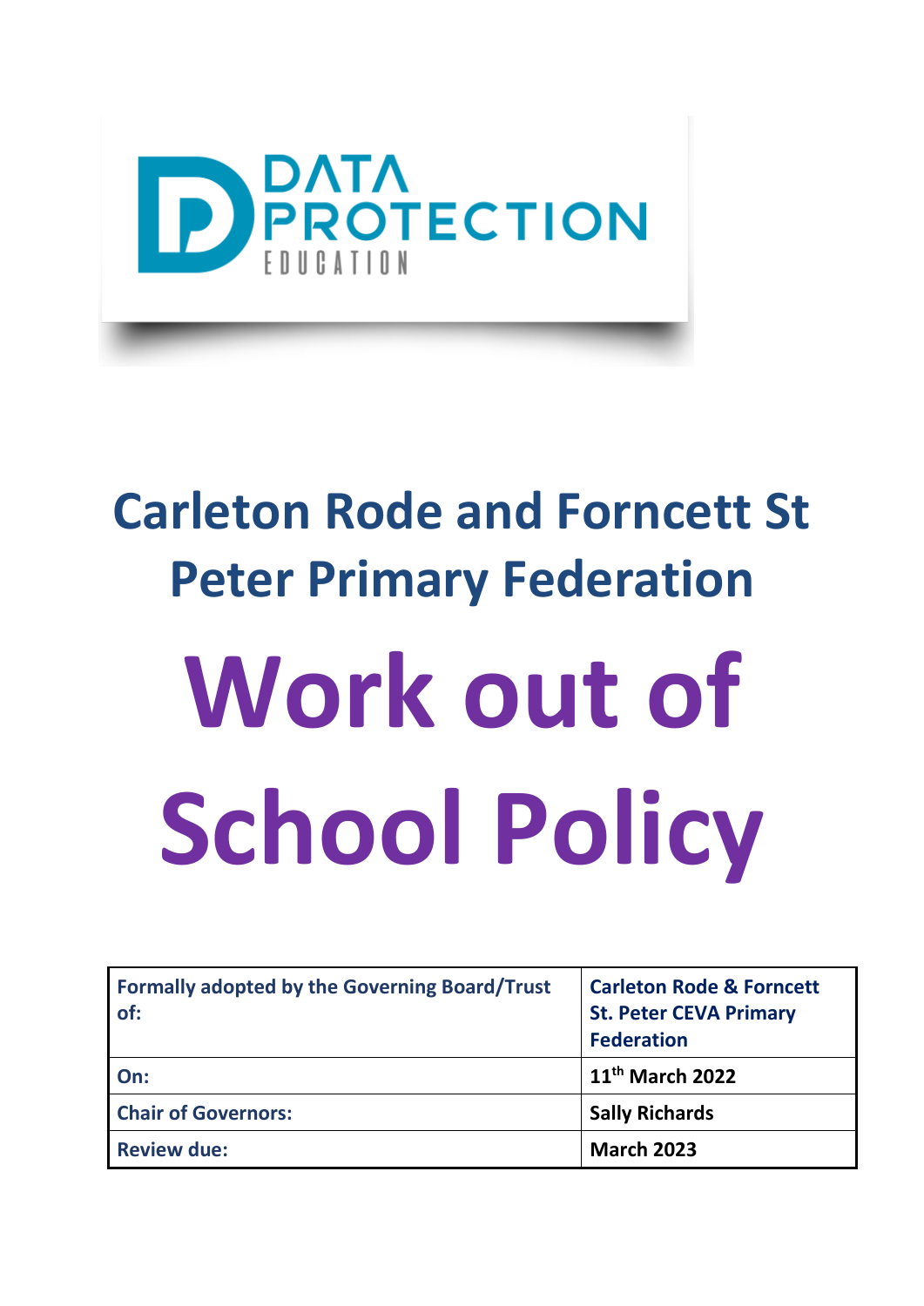DATA PROTECTION EDUCATION

## Carleton Rode and Forncett St Peter Primary Federation

# Work out of School Policy

| Formally adopted by the Governing Board/Trust of: | Carleton Rode & Forncett St. Peter CEVA Primary Federation |
|---|---|
| On: | 11th March 2022 |
| Chair of Governors: | Sally Richards |
| Review due: | March 2023 |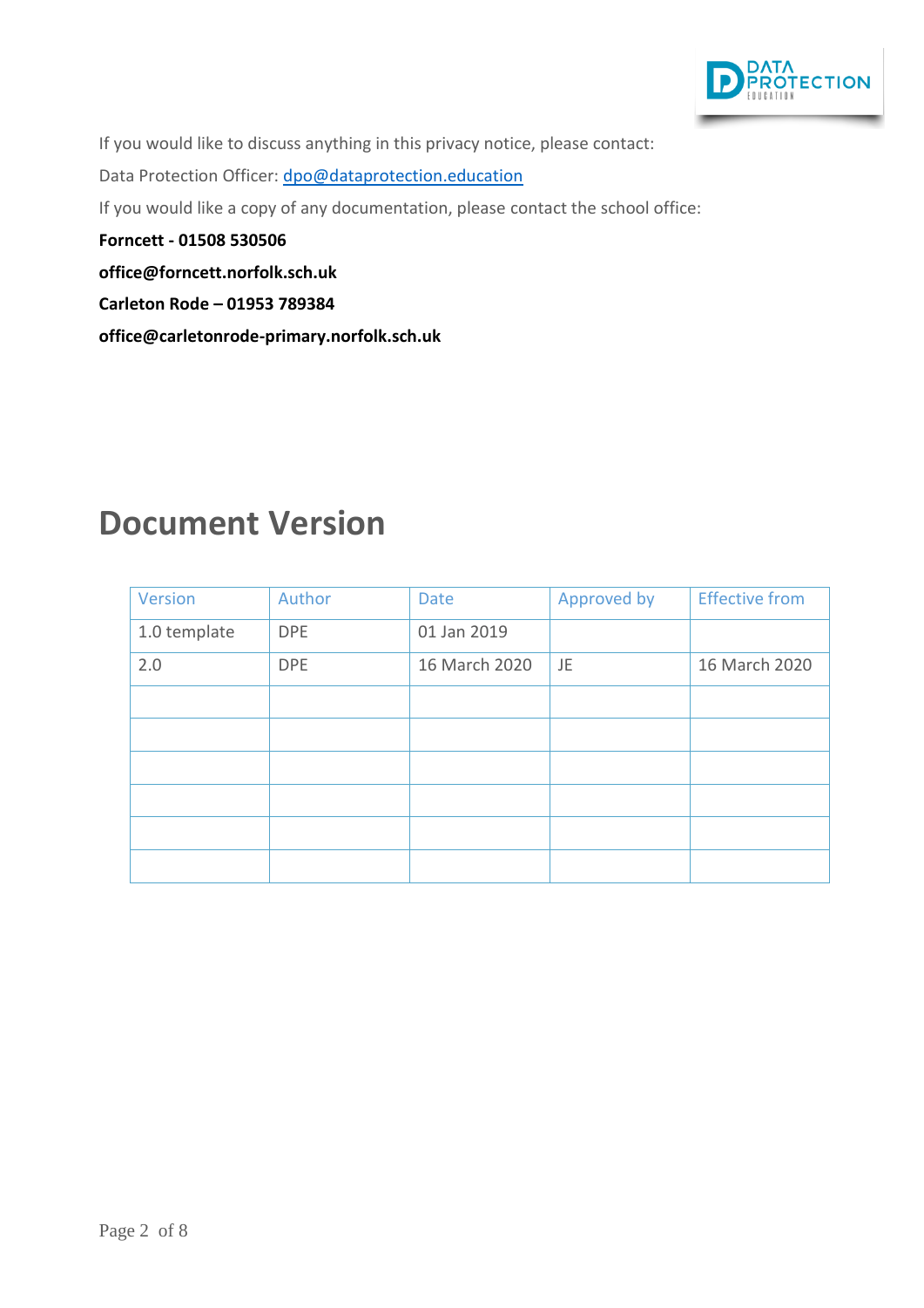If you would like to discuss anything in this privacy notice, please contact:

Data Protection Officer: dpo@dataprotection.education

If you would like a copy of any documentation, please contact the school office:

**Forncett - 01508 530506**

**office@forncett.norfolk.sch.uk**

**Carleton Rode – 01953 789384**

**office@carletonrode-primary.norfolk.sch.uk**

# Document Version

| Version | Author | Date | Approved by | Effective from |
|---|---|---|---|---|
| 1.0 template | DPE | 01 Jan 2019 | | |
| 2.0 | DPE | 16 March 2020 | JE | 16 March 2020 |
| | | | | |
| | | | | |
| | | | | |
| | | | | |
| | | | | |
| | | | | |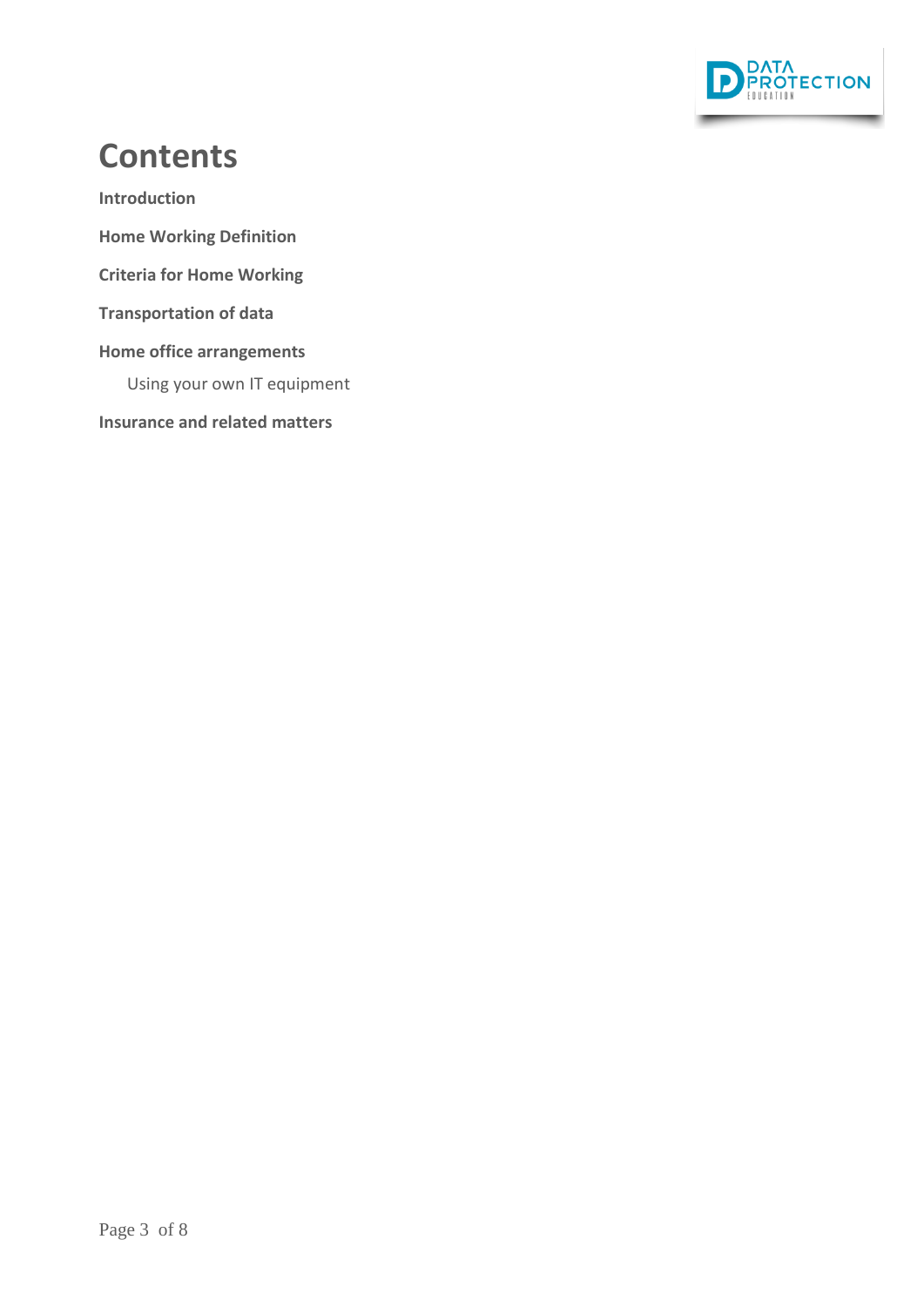# Contents

**Introduction**

**Home Working Definition**

**Criteria for Home Working**

**Transportation of data**

**Home office arrangements**

- Using your own IT equipment

**Insurance and related matters**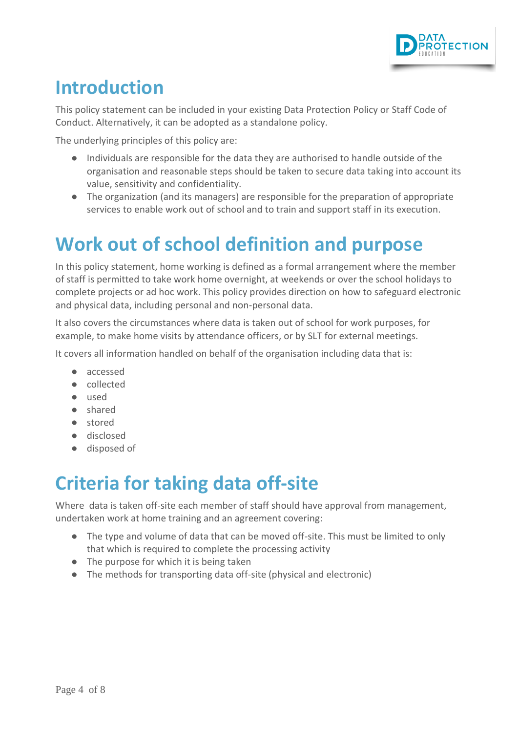# Introduction

This policy statement can be included in your existing Data Protection Policy or Staff Code of Conduct. Alternatively, it can be adopted as a standalone policy.

The underlying principles of this policy are:

- Individuals are responsible for the data they are authorised to handle outside of the organisation and reasonable steps should be taken to secure data taking into account its value, sensitivity and confidentiality.
- The organization (and its managers) are responsible for the preparation of appropriate services to enable work out of school and to train and support staff in its execution.

# Work out of school definition and purpose

In this policy statement, home working is defined as a formal arrangement where the member of staff is permitted to take work home overnight, at weekends or over the school holidays to complete projects or ad hoc work. This policy provides direction on how to safeguard electronic and physical data, including personal and non-personal data.

It also covers the circumstances where data is taken out of school for work purposes, for example, to make home visits by attendance officers, or by SLT for external meetings.

It covers all information handled on behalf of the organisation including data that is:

- accessed
- collected
- used
- shared
- stored
- disclosed
- disposed of

# Criteria for taking data off-site

Where data is taken off-site each member of staff should have approval from management, undertaken work at home training and an agreement covering:

- The type and volume of data that can be moved off-site. This must be limited to only that which is required to complete the processing activity
- The purpose for which it is being taken
- The methods for transporting data off-site (physical and electronic)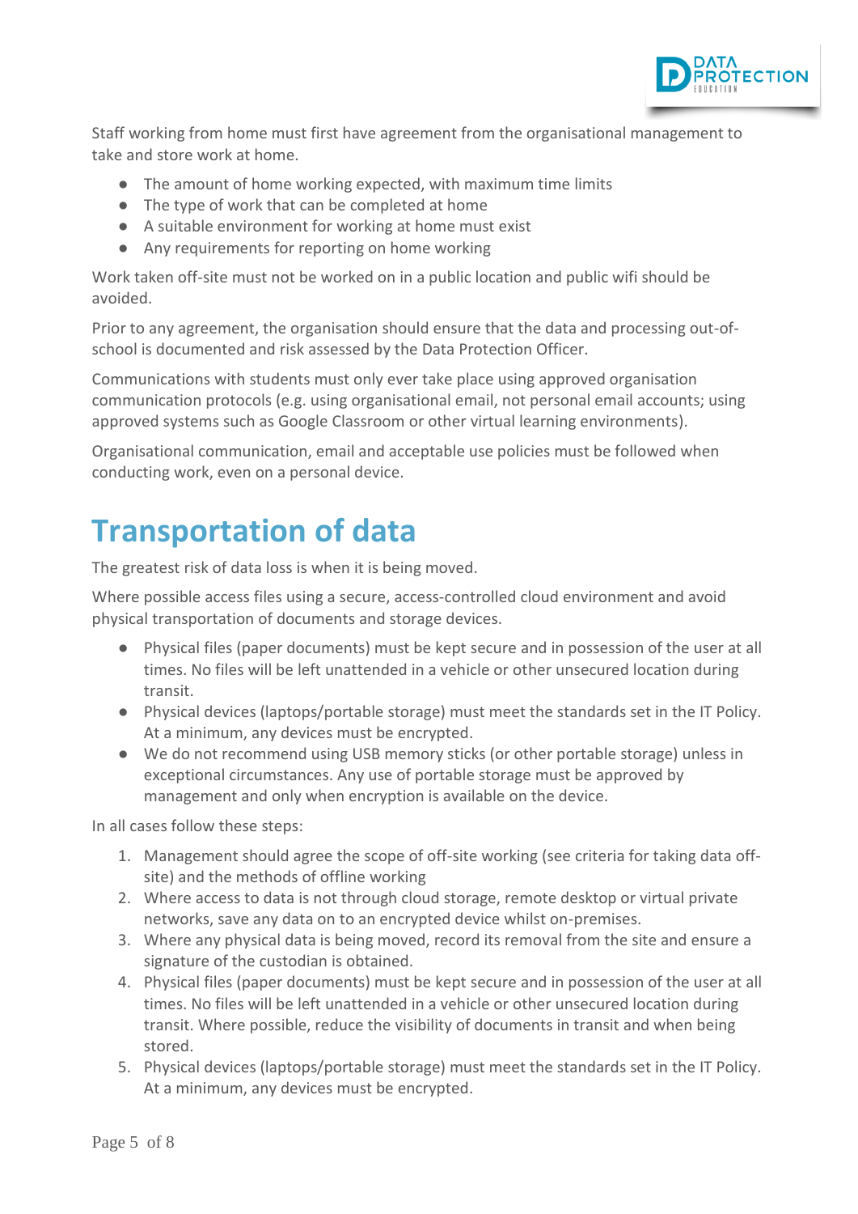Staff working from home must first have agreement from the organisational management to take and store work at home.

- The amount of home working expected, with maximum time limits
- The type of work that can be completed at home
- A suitable environment for working at home must exist
- Any requirements for reporting on home working

Work taken off-site must not be worked on in a public location and public wifi should be avoided.

Prior to any agreement, the organisation should ensure that the data and processing out-of-school is documented and risk assessed by the Data Protection Officer.

Communications with students must only ever take place using approved organisation communication protocols (e.g. using organisational email, not personal email accounts; using approved systems such as Google Classroom or other virtual learning environments).

Organisational communication, email and acceptable use policies must be followed when conducting work, even on a personal device.

# Transportation of data

The greatest risk of data loss is when it is being moved.

Where possible access files using a secure, access-controlled cloud environment and avoid physical transportation of documents and storage devices.

- Physical files (paper documents) must be kept secure and in possession of the user at all times. No files will be left unattended in a vehicle or other unsecured location during transit.
- Physical devices (laptops/portable storage) must meet the standards set in the IT Policy. At a minimum, any devices must be encrypted.
- We do not recommend using USB memory sticks (or other portable storage) unless in exceptional circumstances. Any use of portable storage must be approved by management and only when encryption is available on the device.

In all cases follow these steps:

1. Management should agree the scope of off-site working (see criteria for taking data off-site) and the methods of offline working
2. Where access to data is not through cloud storage, remote desktop or virtual private networks, save any data on to an encrypted device whilst on-premises.
3. Where any physical data is being moved, record its removal from the site and ensure a signature of the custodian is obtained.
4. Physical files (paper documents) must be kept secure and in possession of the user at all times. No files will be left unattended in a vehicle or other unsecured location during transit. Where possible, reduce the visibility of documents in transit and when being stored.
5. Physical devices (laptops/portable storage) must meet the standards set in the IT Policy. At a minimum, any devices must be encrypted.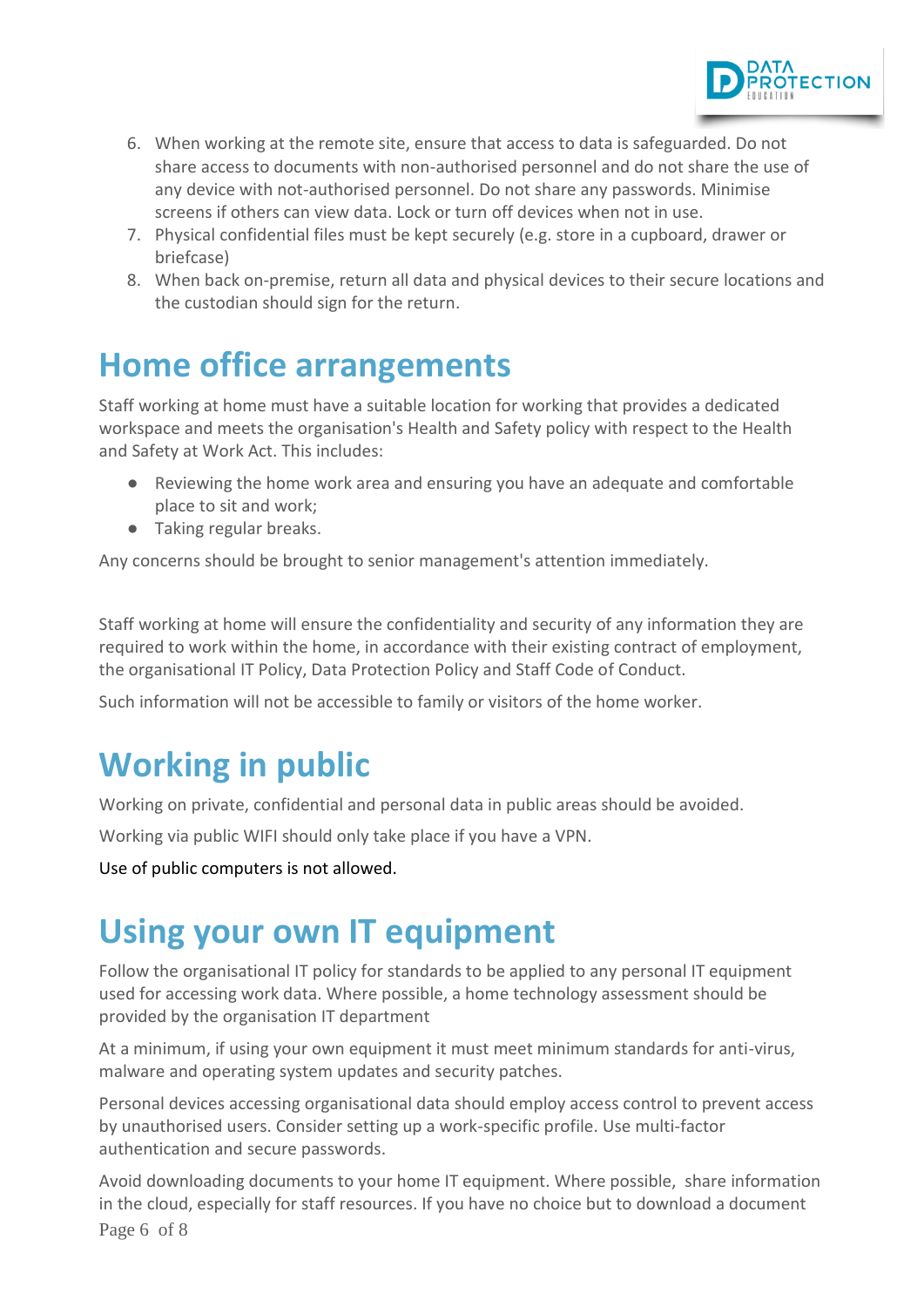6. When working at the remote site, ensure that access to data is safeguarded. Do not share access to documents with non-authorised personnel and do not share the use of any device with not-authorised personnel. Do not share any passwords. Minimise screens if others can view data. Lock or turn off devices when not in use.
7. Physical confidential files must be kept securely (e.g. store in a cupboard, drawer or briefcase)
8. When back on-premise, return all data and physical devices to their secure locations and the custodian should sign for the return.

# Home office arrangements

Staff working at home must have a suitable location for working that provides a dedicated workspace and meets the organisation's Health and Safety policy with respect to the Health and Safety at Work Act. This includes:

- Reviewing the home work area and ensuring you have an adequate and comfortable place to sit and work;
- Taking regular breaks.

Any concerns should be brought to senior management's attention immediately.

Staff working at home will ensure the confidentiality and security of any information they are required to work within the home, in accordance with their existing contract of employment, the organisational IT Policy, Data Protection Policy and Staff Code of Conduct.

Such information will not be accessible to family or visitors of the home worker.

# Working in public

Working on private, confidential and personal data in public areas should be avoided.

Working via public WIFI should only take place if you have a VPN.

Use of public computers is not allowed.

# Using your own IT equipment

Follow the organisational IT policy for standards to be applied to any personal IT equipment used for accessing work data. Where possible, a home technology assessment should be provided by the organisation IT department

At a minimum, if using your own equipment it must meet minimum standards for anti-virus, malware and operating system updates and security patches.

Personal devices accessing organisational data should employ access control to prevent access by unauthorised users. Consider setting up a work-specific profile. Use multi-factor authentication and secure passwords.

Avoid downloading documents to your home IT equipment. Where possible, share information in the cloud, especially for staff resources. If you have no choice but to download a document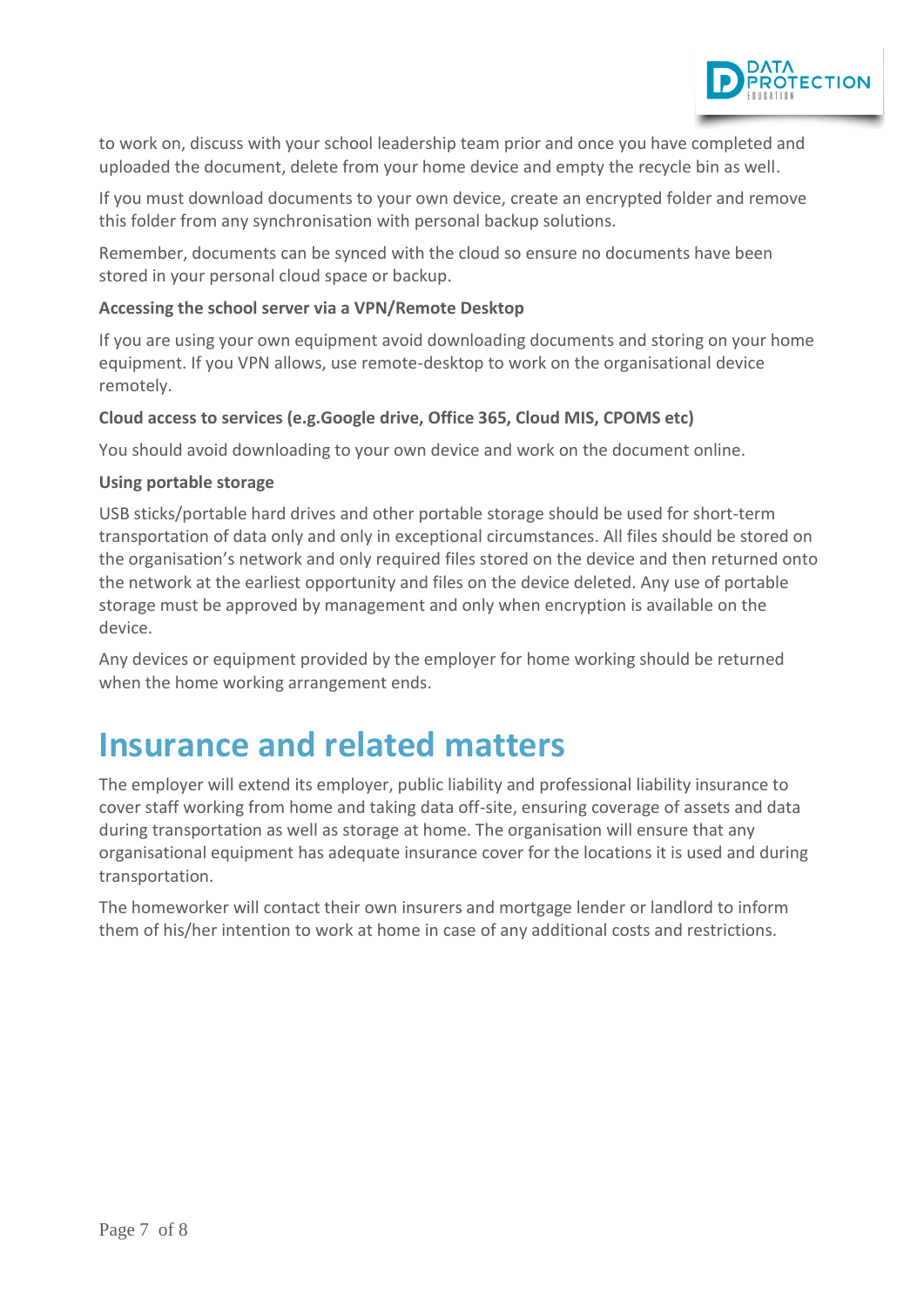to work on, discuss with your school leadership team prior and once you have completed and uploaded the document, delete from your home device and empty the recycle bin as well.

If you must download documents to your own device, create an encrypted folder and remove this folder from any synchronisation with personal backup solutions.

Remember, documents can be synced with the cloud so ensure no documents have been stored in your personal cloud space or backup.

**Accessing the school server via a VPN/Remote Desktop**

If you are using your own equipment avoid downloading documents and storing on your home equipment. If you VPN allows, use remote-desktop to work on the organisational device remotely.

**Cloud access to services (e.g.Google drive, Office 365, Cloud MIS, CPOMS etc)**

You should avoid downloading to your own device and work on the document online.

**Using portable storage**

USB sticks/portable hard drives and other portable storage should be used for short-term transportation of data only and only in exceptional circumstances. All files should be stored on the organisation's network and only required files stored on the device and then returned onto the network at the earliest opportunity and files on the device deleted. Any use of portable storage must be approved by management and only when encryption is available on the device.

Any devices or equipment provided by the employer for home working should be returned when the home working arrangement ends.

# Insurance and related matters

The employer will extend its employer, public liability and professional liability insurance to cover staff working from home and taking data off-site, ensuring coverage of assets and data during transportation as well as storage at home. The organisation will ensure that any organisational equipment has adequate insurance cover for the locations it is used and during transportation.

The homeworker will contact their own insurers and mortgage lender or landlord to inform them of his/her intention to work at home in case of any additional costs and restrictions.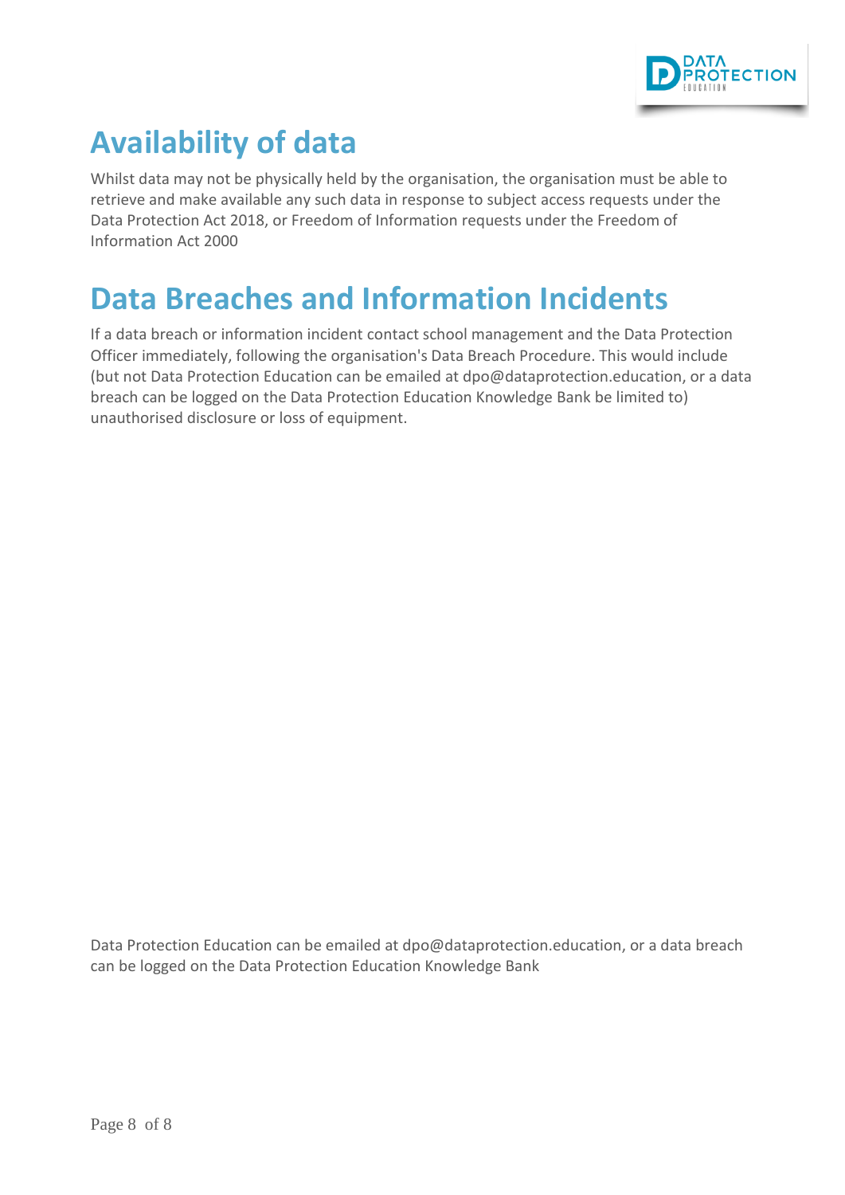# Availability of data

Whilst data may not be physically held by the organisation, the organisation must be able to retrieve and make available any such data in response to subject access requests under the Data Protection Act 2018, or Freedom of Information requests under the Freedom of Information Act 2000

# Data Breaches and Information Incidents

If a data breach or information incident contact school management and the Data Protection Officer immediately, following the organisation's Data Breach Procedure. This would include (but not Data Protection Education can be emailed at dpo@dataprotection.education, or a data breach can be logged on the Data Protection Education Knowledge Bank be limited to) unauthorised disclosure or loss of equipment.

Data Protection Education can be emailed at dpo@dataprotection.education, or a data breach can be logged on the Data Protection Education Knowledge Bank